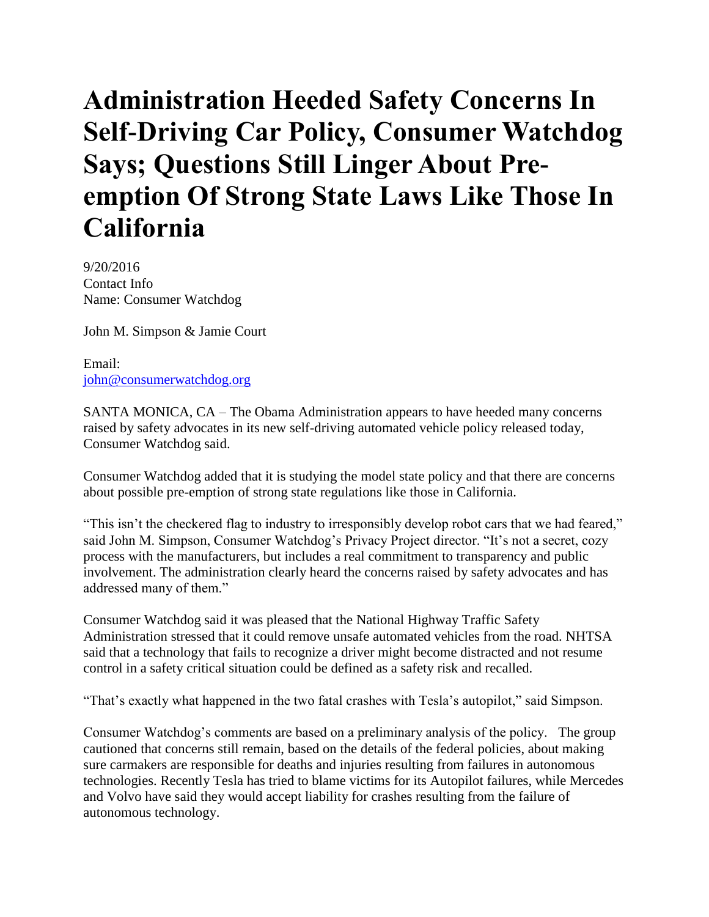# Administration Heeded Safety Concerns In Self-Driving Car Policy, Consumer Watchdog Says; Questions Still Linger About Pre-emption Of Strong State Laws Like Those In California

9/20/2016
Contact Info
Name: Consumer Watchdog

John M. Simpson & Jamie Court

Email:
john@consumerwatchdog.org

SANTA MONICA, CA – The Obama Administration appears to have heeded many concerns raised by safety advocates in its new self-driving automated vehicle policy released today, Consumer Watchdog said.

Consumer Watchdog added that it is studying the model state policy and that there are concerns about possible pre-emption of strong state regulations like those in California.

"This isn't the checkered flag to industry to irresponsibly develop robot cars that we had feared," said John M. Simpson, Consumer Watchdog's Privacy Project director. "It's not a secret, cozy process with the manufacturers, but includes a real commitment to transparency and public involvement. The administration clearly heard the concerns raised by safety advocates and has addressed many of them."

Consumer Watchdog said it was pleased that the National Highway Traffic Safety Administration stressed that it could remove unsafe automated vehicles from the road. NHTSA said that a technology that fails to recognize a driver might become distracted and not resume control in a safety critical situation could be defined as a safety risk and recalled.

"That's exactly what happened in the two fatal crashes with Tesla's autopilot," said Simpson.

Consumer Watchdog's comments are based on a preliminary analysis of the policy. The group cautioned that concerns still remain, based on the details of the federal policies, about making sure carmakers are responsible for deaths and injuries resulting from failures in autonomous technologies. Recently Tesla has tried to blame victims for its Autopilot failures, while Mercedes and Volvo have said they would accept liability for crashes resulting from the failure of autonomous technology.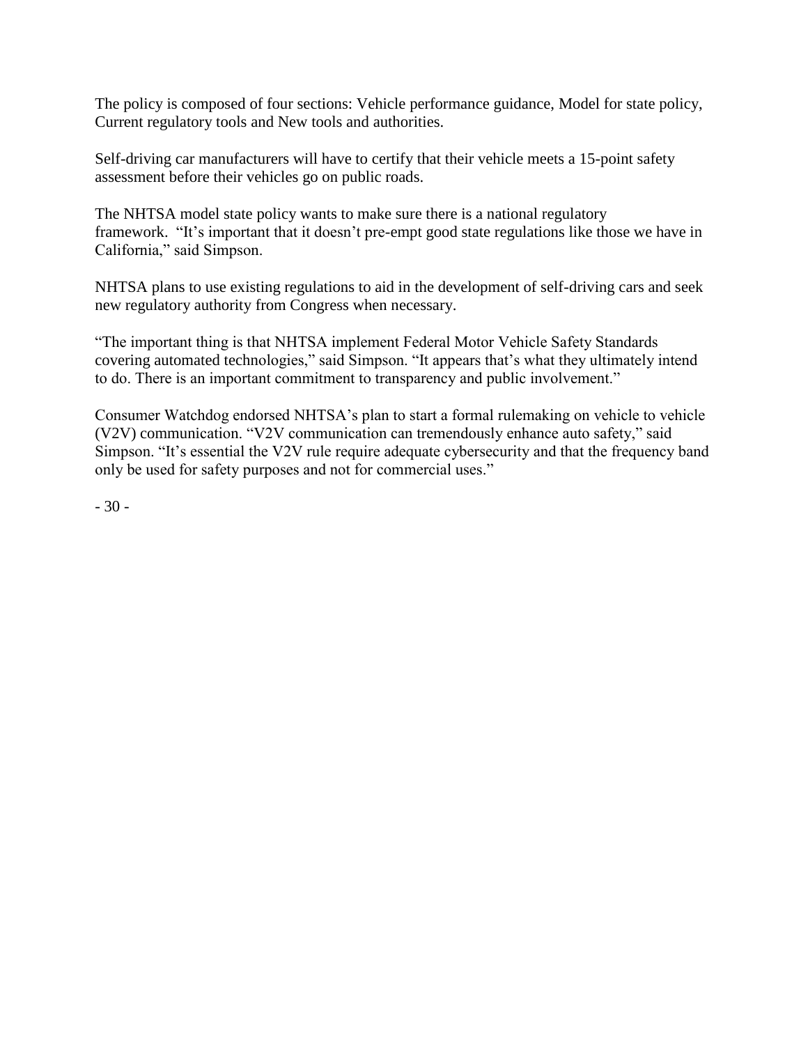The policy is composed of four sections: Vehicle performance guidance, Model for state policy, Current regulatory tools and New tools and authorities.

Self-driving car manufacturers will have to certify that their vehicle meets a 15-point safety assessment before their vehicles go on public roads.

The NHTSA model state policy wants to make sure there is a national regulatory framework. "It's important that it doesn't pre-empt good state regulations like those we have in California," said Simpson.

NHTSA plans to use existing regulations to aid in the development of self-driving cars and seek new regulatory authority from Congress when necessary.

"The important thing is that NHTSA implement Federal Motor Vehicle Safety Standards covering automated technologies," said Simpson. "It appears that's what they ultimately intend to do. There is an important commitment to transparency and public involvement."

Consumer Watchdog endorsed NHTSA's plan to start a formal rulemaking on vehicle to vehicle (V2V) communication. "V2V communication can tremendously enhance auto safety," said Simpson. "It's essential the V2V rule require adequate cybersecurity and that the frequency band only be used for safety purposes and not for commercial uses."

- 30 -